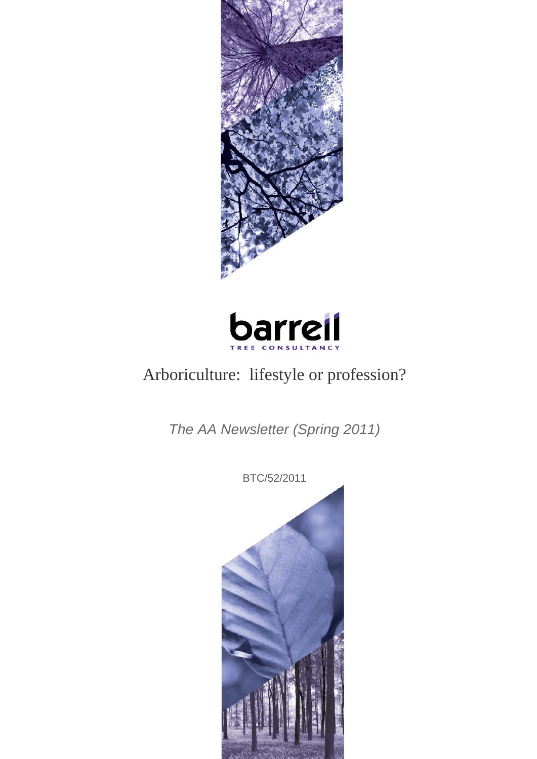barrell

TREE CONSULTANCY

# Arboriculture: lifestyle or profession?

*The AA Newsletter (Spring 2011)*

BTC/52/2011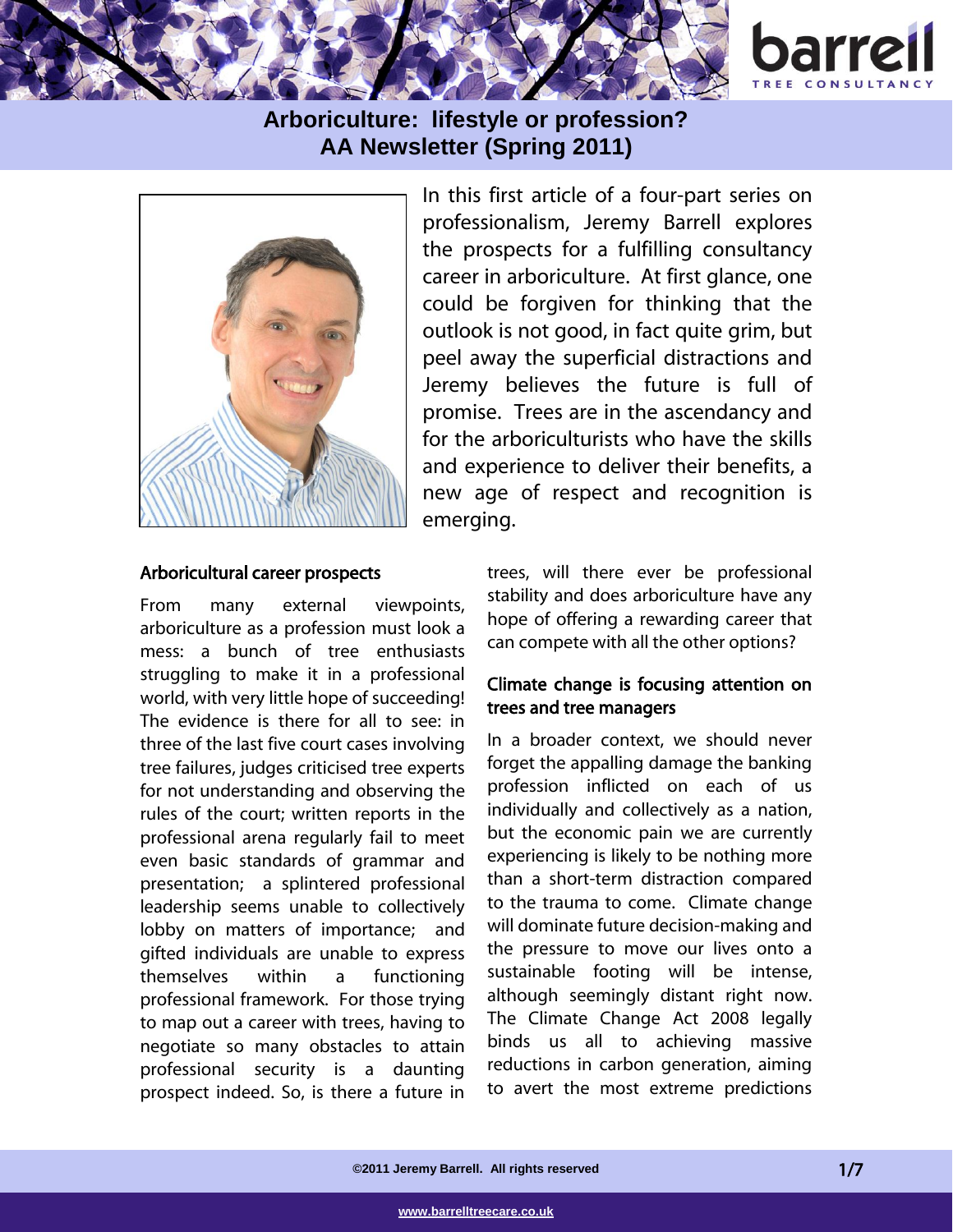# Arboriculture: lifestyle or profession?
## AA Newsletter (Spring 2011)

In this first article of a four-part series on professionalism, Jeremy Barrell explores the prospects for a fulfilling consultancy career in arboriculture. At first glance, one could be forgiven for thinking that the outlook is not good, in fact quite grim, but peel away the superficial distractions and Jeremy believes the future is full of promise. Trees are in the ascendancy and for the arboriculturists who have the skills and experience to deliver their benefits, a new age of respect and recognition is emerging.

### Arboricultural career prospects

From many external viewpoints, arboriculture as a profession must look a mess: a bunch of tree enthusiasts struggling to make it in a professional world, with very little hope of succeeding! The evidence is there for all to see: in three of the last five court cases involving tree failures, judges criticised tree experts for not understanding and observing the rules of the court; written reports in the professional arena regularly fail to meet even basic standards of grammar and presentation; a splintered professional leadership seems unable to collectively lobby on matters of importance; and gifted individuals are unable to express themselves within a functioning professional framework. For those trying to map out a career with trees, having to negotiate so many obstacles to attain professional security is a daunting prospect indeed. So, is there a future in trees, will there ever be professional stability and does arboriculture have any hope of offering a rewarding career that can compete with all the other options?

### Climate change is focusing attention on trees and tree managers

In a broader context, we should never forget the appalling damage the banking profession inflicted on each of us individually and collectively as a nation, but the economic pain we are currently experiencing is likely to be nothing more than a short-term distraction compared to the trauma to come. Climate change will dominate future decision-making and the pressure to move our lives onto a sustainable footing will be intense, although seemingly distant right now. The Climate Change Act 2008 legally binds us all to achieving massive reductions in carbon generation, aiming to avert the most extreme predictions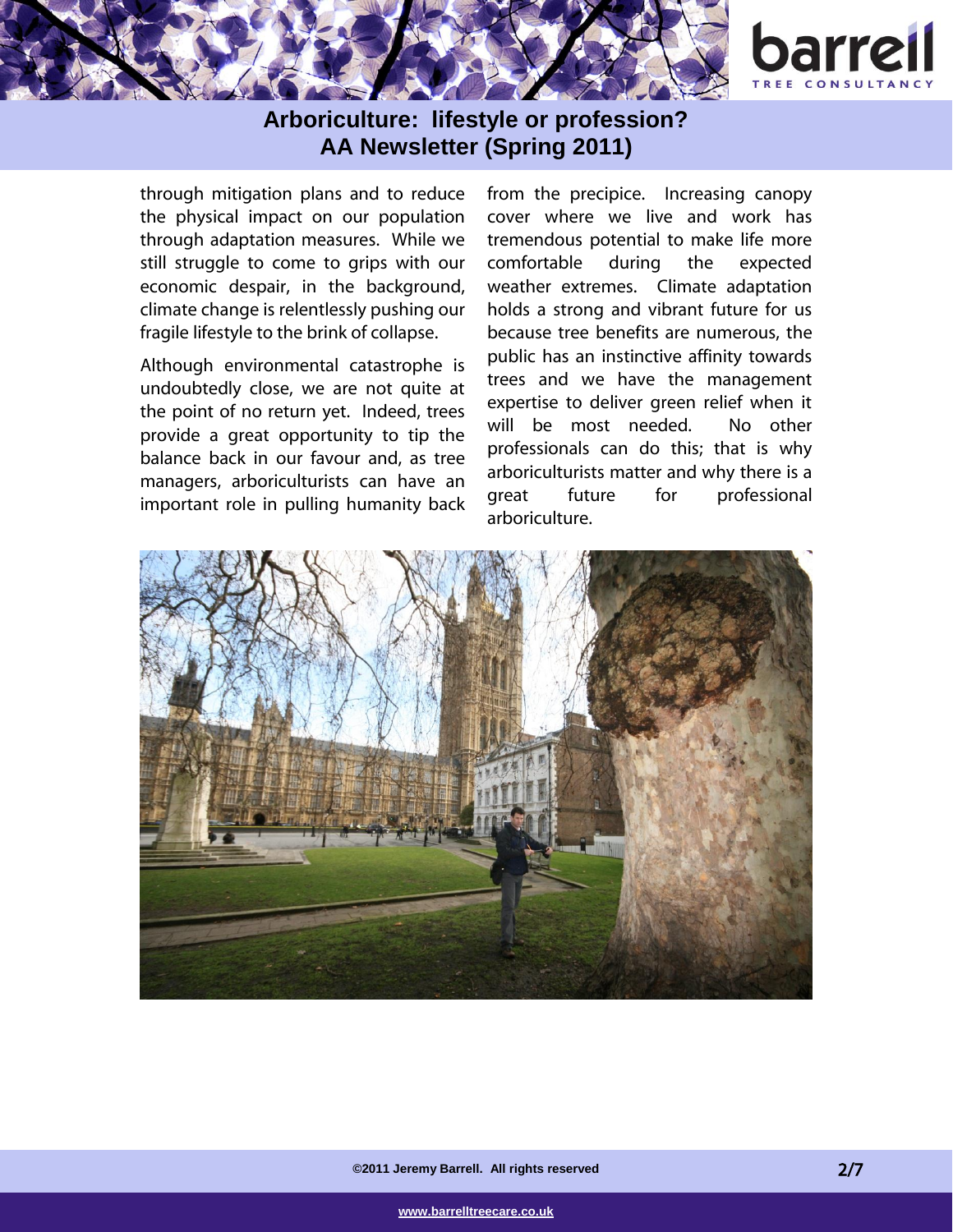through mitigation plans and to reduce the physical impact on our population through adaptation measures. While we still struggle to come to grips with our economic despair, in the background, climate change is relentlessly pushing our fragile lifestyle to the brink of collapse.

Although environmental catastrophe is undoubtedly close, we are not quite at the point of no return yet. Indeed, trees provide a great opportunity to tip the balance back in our favour and, as tree managers, arboriculturists can have an important role in pulling humanity back from the precipice. Increasing canopy cover where we live and work has tremendous potential to make life more comfortable during the expected weather extremes. Climate adaptation holds a strong and vibrant future for us because tree benefits are numerous, the public has an instinctive affinity towards trees and we have the management expertise to deliver green relief when it will be most needed. No other professionals can do this; that is why arboriculturists matter and why there is a great future for professional arboriculture.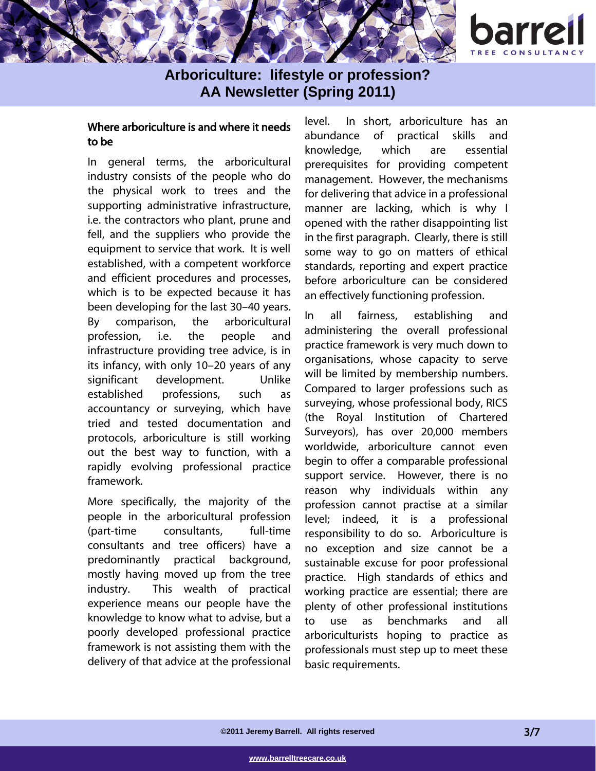### Where arboriculture is and where it needs to be

In general terms, the arboricultural industry consists of the people who do the physical work to trees and the supporting administrative infrastructure, i.e. the contractors who plant, prune and fell, and the suppliers who provide the equipment to service that work. It is well established, with a competent workforce and efficient procedures and processes, which is to be expected because it has been developing for the last 30–40 years. By comparison, the arboricultural profession, i.e. the people and infrastructure providing tree advice, is in its infancy, with only 10–20 years of any significant development. Unlike established professions, such as accountancy or surveying, which have tried and tested documentation and protocols, arboriculture is still working out the best way to function, with a rapidly evolving professional practice framework.

More specifically, the majority of the people in the arboricultural profession (part-time consultants, full-time consultants and tree officers) have a predominantly practical background, mostly having moved up from the tree industry. This wealth of practical experience means our people have the knowledge to know what to advise, but a poorly developed professional practice framework is not assisting them with the delivery of that advice at the professional level. In short, arboriculture has an abundance of practical skills and knowledge, which are essential prerequisites for providing competent management. However, the mechanisms for delivering that advice in a professional manner are lacking, which is why I opened with the rather disappointing list in the first paragraph. Clearly, there is still some way to go on matters of ethical standards, reporting and expert practice before arboriculture can be considered an effectively functioning profession.

In all fairness, establishing and administering the overall professional practice framework is very much down to organisations, whose capacity to serve will be limited by membership numbers. Compared to larger professions such as surveying, whose professional body, RICS (the Royal Institution of Chartered Surveyors), has over 20,000 members worldwide, arboriculture cannot even begin to offer a comparable professional support service. However, there is no reason why individuals within any profession cannot practise at a similar level; indeed, it is a professional responsibility to do so. Arboriculture is no exception and size cannot be a sustainable excuse for poor professional practice. High standards of ethics and working practice are essential; there are plenty of other professional institutions to use as benchmarks and all arboriculturists hoping to practice as professionals must step up to meet these basic requirements.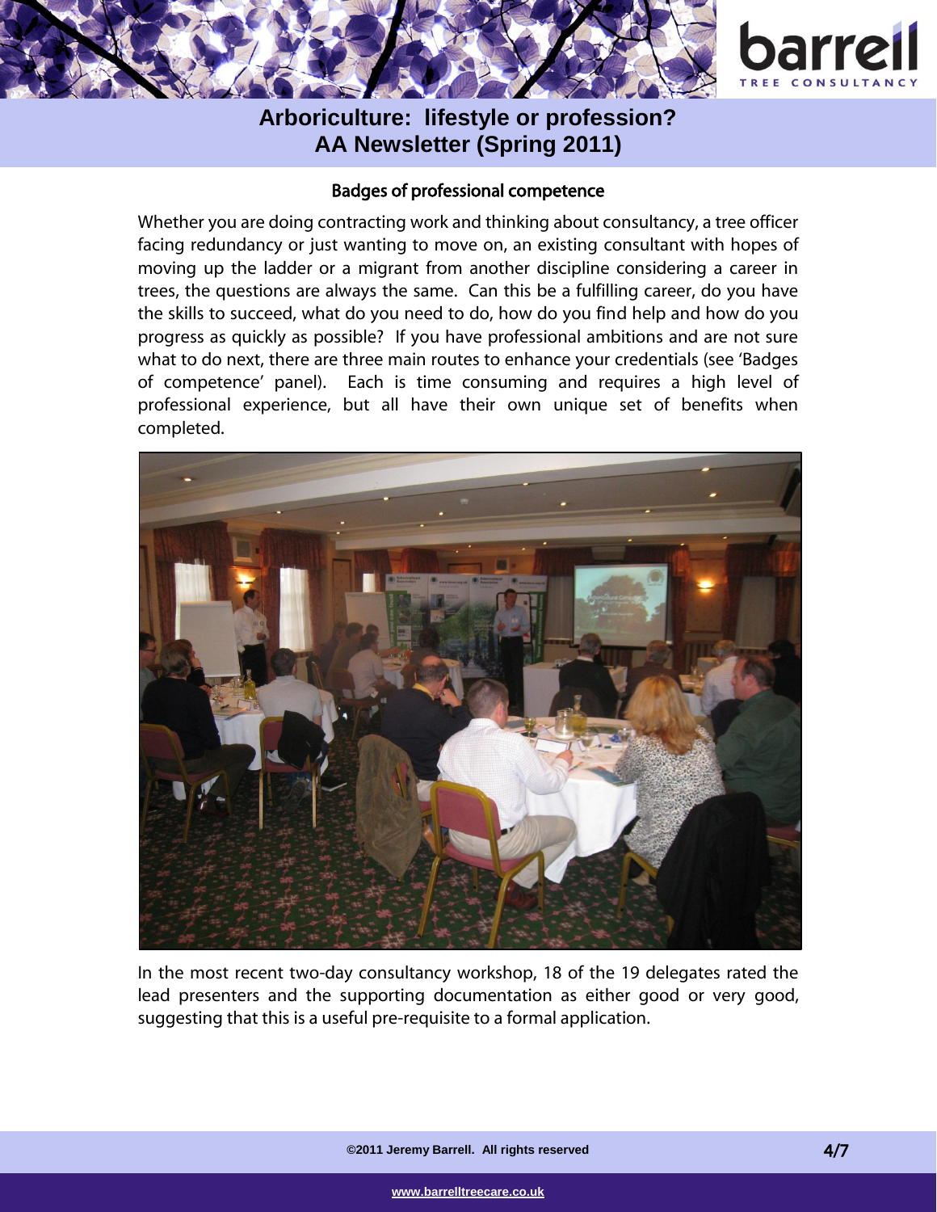### Badges of professional competence

Whether you are doing contracting work and thinking about consultancy, a tree officer facing redundancy or just wanting to move on, an existing consultant with hopes of moving up the ladder or a migrant from another discipline considering a career in trees, the questions are always the same. Can this be a fulfilling career, do you have the skills to succeed, what do you need to do, how do you find help and how do you progress as quickly as possible? If you have professional ambitions and are not sure what to do next, there are three main routes to enhance your credentials (see 'Badges of competence' panel). Each is time consuming and requires a high level of professional experience, but all have their own unique set of benefits when completed.

In the most recent two-day consultancy workshop, 18 of the 19 delegates rated the lead presenters and the supporting documentation as either good or very good, suggesting that this is a useful pre-requisite to a formal application.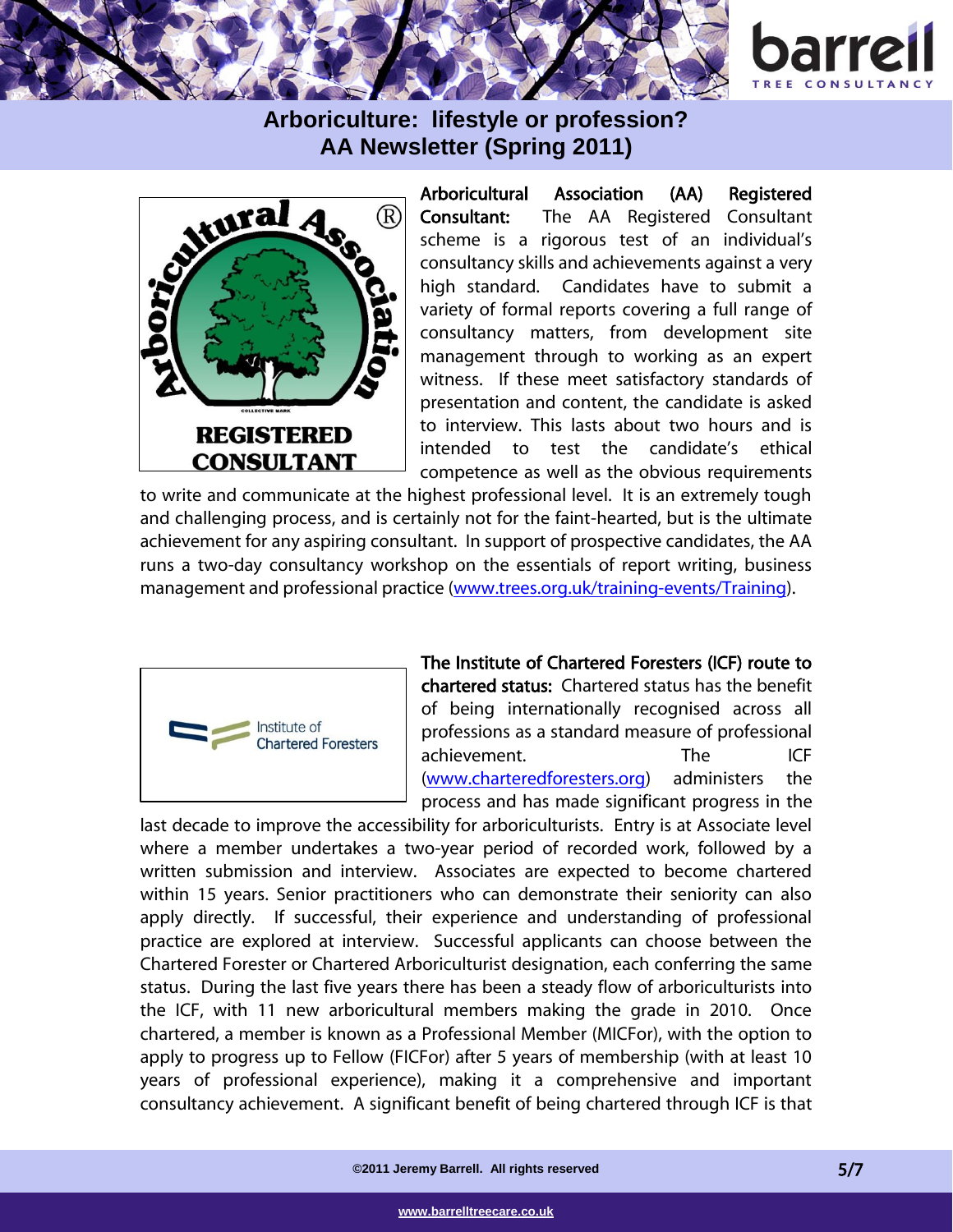**Arboricultural Association (AA) Registered Consultant:** The AA Registered Consultant scheme is a rigorous test of an individual's consultancy skills and achievements against a very high standard. Candidates have to submit a variety of formal reports covering a full range of consultancy matters, from development site management through to working as an expert witness. If these meet satisfactory standards of presentation and content, the candidate is asked to interview. This lasts about two hours and is intended to test the candidate's ethical competence as well as the obvious requirements to write and communicate at the highest professional level. It is an extremely tough and challenging process, and is certainly not for the faint-hearted, but is the ultimate achievement for any aspiring consultant. In support of prospective candidates, the AA runs a two-day consultancy workshop on the essentials of report writing, business management and professional practice (www.trees.org.uk/training-events/Training).

**The Institute of Chartered Foresters (ICF) route to chartered status:** Chartered status has the benefit of being internationally recognised across all professions as a standard measure of professional achievement. The ICF (www.charteredforesters.org) administers the process and has made significant progress in the last decade to improve the accessibility for arboriculturists. Entry is at Associate level where a member undertakes a two-year period of recorded work, followed by a written submission and interview. Associates are expected to become chartered within 15 years. Senior practitioners who can demonstrate their seniority can also apply directly. If successful, their experience and understanding of professional practice are explored at interview. Successful applicants can choose between the Chartered Forester or Chartered Arboriculturist designation, each conferring the same status. During the last five years there has been a steady flow of arboriculturists into the ICF, with 11 new arboricultural members making the grade in 2010. Once chartered, a member is known as a Professional Member (MICFor), with the option to apply to progress up to Fellow (FICFor) after 5 years of membership (with at least 10 years of professional experience), making it a comprehensive and important consultancy achievement. A significant benefit of being chartered through ICF is that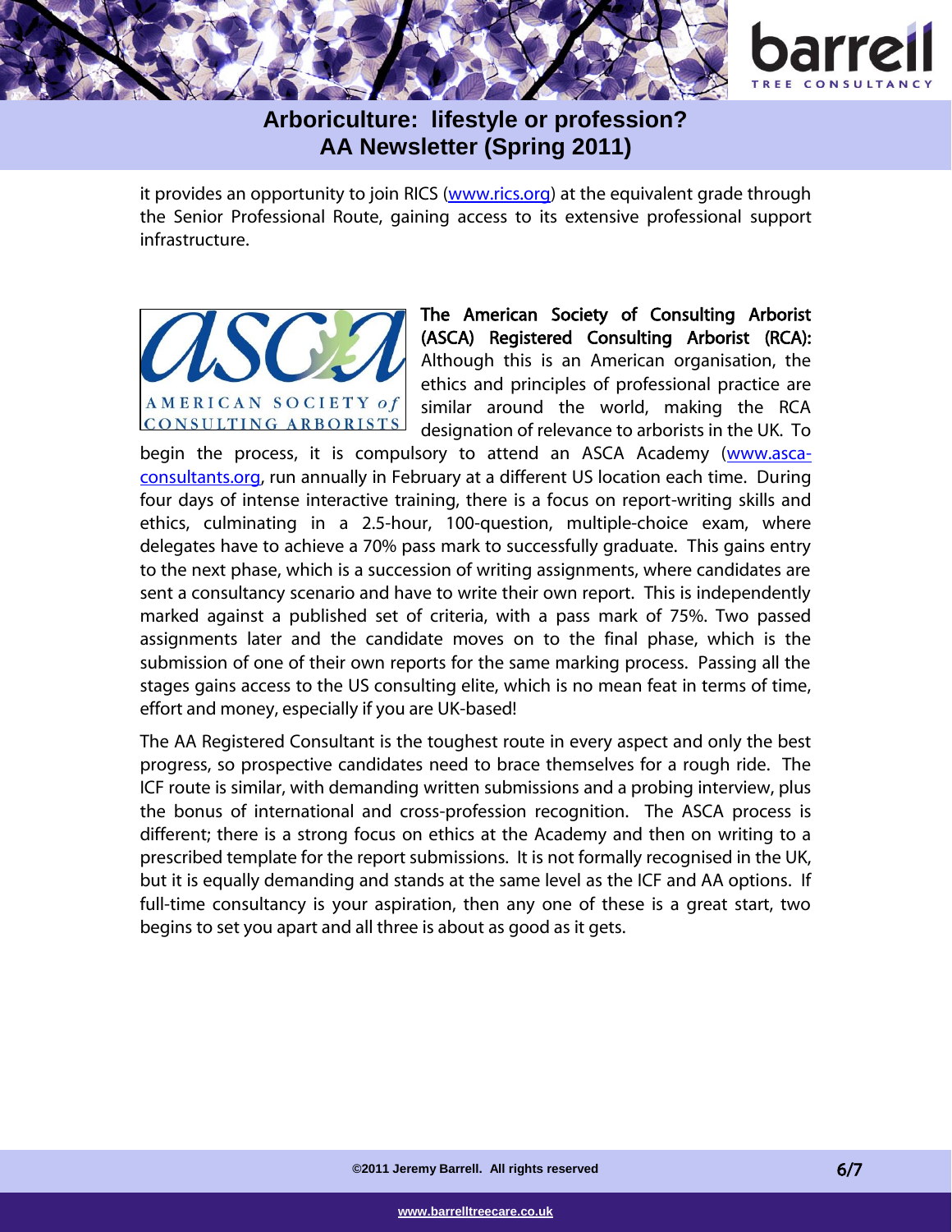it provides an opportunity to join RICS ([www.rics.org](http://www.rics.org)) at the equivalent grade through the Senior Professional Route, gaining access to its extensive professional support infrastructure.

**The American Society of Consulting Arborist (ASCA) Registered Consulting Arborist (RCA):** Although this is an American organisation, the ethics and principles of professional practice are similar around the world, making the RCA designation of relevance to arborists in the UK. To begin the process, it is compulsory to attend an ASCA Academy ([www.asca-consultants.org](http://www.asca-consultants.org)), run annually in February at a different US location each time. During four days of intense interactive training, there is a focus on report-writing skills and ethics, culminating in a 2.5-hour, 100-question, multiple-choice exam, where delegates have to achieve a 70% pass mark to successfully graduate. This gains entry to the next phase, which is a succession of writing assignments, where candidates are sent a consultancy scenario and have to write their own report. This is independently marked against a published set of criteria, with a pass mark of 75%. Two passed assignments later and the candidate moves on to the final phase, which is the submission of one of their own reports for the same marking process. Passing all the stages gains access to the US consulting elite, which is no mean feat in terms of time, effort and money, especially if you are UK-based!

The AA Registered Consultant is the toughest route in every aspect and only the best progress, so prospective candidates need to brace themselves for a rough ride. The ICF route is similar, with demanding written submissions and a probing interview, plus the bonus of international and cross-profession recognition. The ASCA process is different; there is a strong focus on ethics at the Academy and then on writing to a prescribed template for the report submissions. It is not formally recognised in the UK, but it is equally demanding and stands at the same level as the ICF and AA options. If full-time consultancy is your aspiration, then any one of these is a great start, two begins to set you apart and all three is about as good as it gets.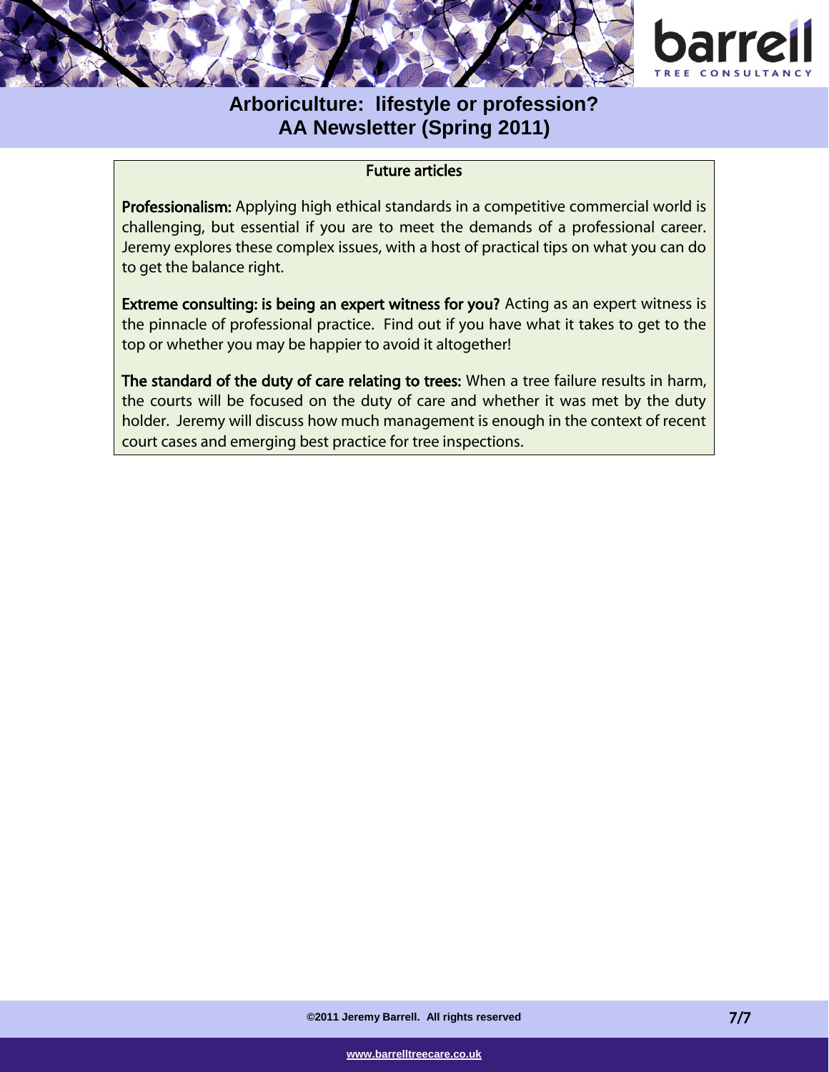## Future articles

**Professionalism:** Applying high ethical standards in a competitive commercial world is challenging, but essential if you are to meet the demands of a professional career. Jeremy explores these complex issues, with a host of practical tips on what you can do to get the balance right.

**Extreme consulting: is being an expert witness for you?** Acting as an expert witness is the pinnacle of professional practice. Find out if you have what it takes to get to the top or whether you may be happier to avoid it altogether!

**The standard of the duty of care relating to trees:** When a tree failure results in harm, the courts will be focused on the duty of care and whether it was met by the duty holder. Jeremy will discuss how much management is enough in the context of recent court cases and emerging best practice for tree inspections.